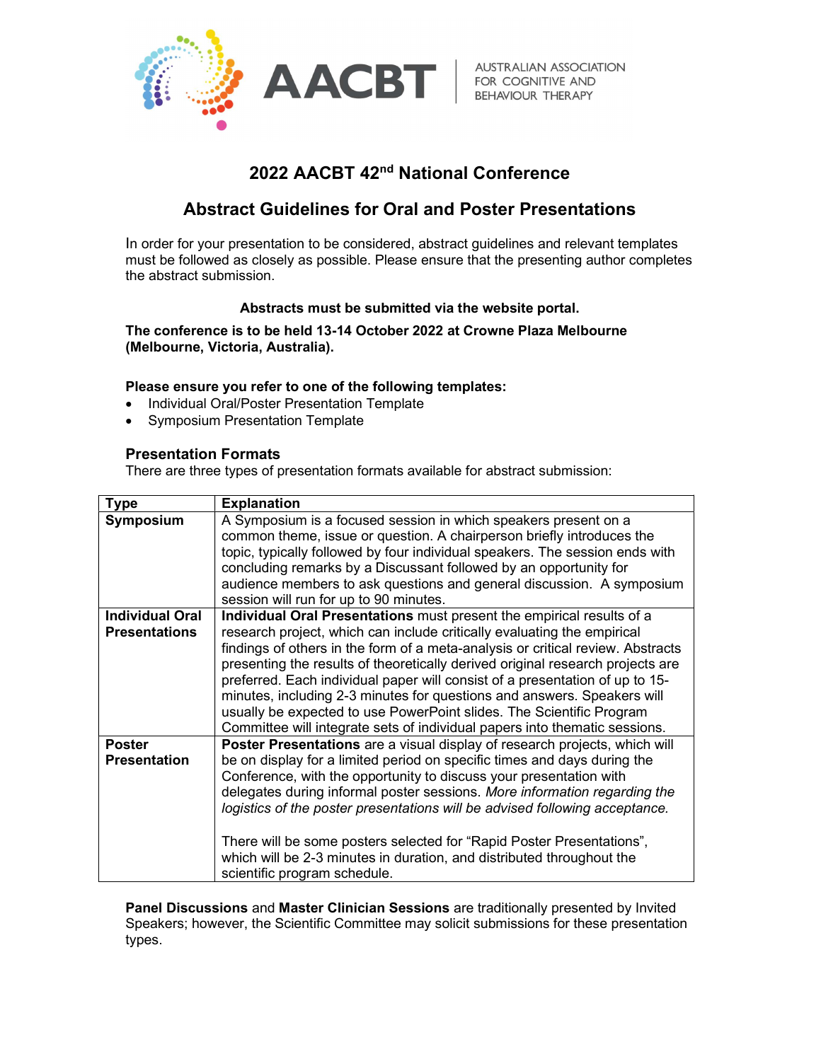AACBT | AUSTRALIAN ASSOCIATION FOR COGNITIVE AND BEHAVIOUR THERAPY

# 2022 AACBT 42nd National Conference

## Abstract Guidelines for Oral and Poster Presentations

In order for your presentation to be considered, abstract guidelines and relevant templates must be followed as closely as possible. Please ensure that the presenting author completes the abstract submission.

**Abstracts must be submitted via the website portal.**

**The conference is to be held 13-14 October 2022 at Crowne Plaza Melbourne (Melbourne, Victoria, Australia).**

**Please ensure you refer to one of the following templates:**

- Individual Oral/Poster Presentation Template
- Symposium Presentation Template

### Presentation Formats

There are three types of presentation formats available for abstract submission:

| Type | Explanation |
|---|---|
| **Symposium** | A Symposium is a focused session in which speakers present on a common theme, issue or question. A chairperson briefly introduces the topic, typically followed by four individual speakers. The session ends with concluding remarks by a Discussant followed by an opportunity for audience members to ask questions and general discussion. A symposium session will run for up to 90 minutes. |
| **Individual Oral Presentations** | **Individual Oral Presentations** must present the empirical results of a research project, which can include critically evaluating the empirical findings of others in the form of a meta-analysis or critical review. Abstracts presenting the results of theoretically derived original research projects are preferred. Each individual paper will consist of a presentation of up to 15-minutes, including 2-3 minutes for questions and answers. Speakers will usually be expected to use PowerPoint slides. The Scientific Program Committee will integrate sets of individual papers into thematic sessions. |
| **Poster Presentation** | **Poster Presentations** are a visual display of research projects, which will be on display for a limited period on specific times and days during the Conference, with the opportunity to discuss your presentation with delegates during informal poster sessions. *More information regarding the logistics of the poster presentations will be advised following acceptance.*<br><br>There will be some posters selected for "Rapid Poster Presentations", which will be 2-3 minutes in duration, and distributed throughout the scientific program schedule. |

**Panel Discussions** and **Master Clinician Sessions** are traditionally presented by Invited Speakers; however, the Scientific Committee may solicit submissions for these presentation types.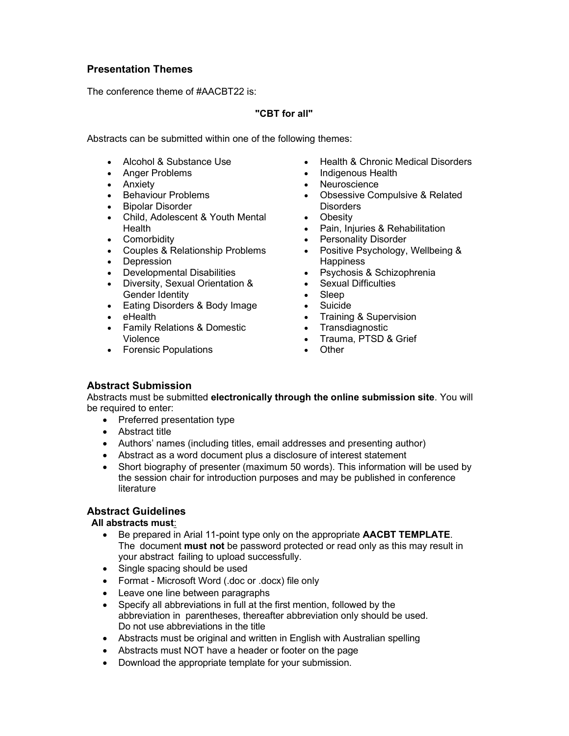## Presentation Themes

The conference theme of #AACBT22 is:

**"CBT for all"**

Abstracts can be submitted within one of the following themes:

- Alcohol & Substance Use
- Anger Problems
- Anxiety
- Behaviour Problems
- Bipolar Disorder
- Child, Adolescent & Youth Mental Health
- Comorbidity
- Couples & Relationship Problems
- Depression
- Developmental Disabilities
- Diversity, Sexual Orientation & Gender Identity
- Eating Disorders & Body Image
- eHealth
- Family Relations & Domestic Violence
- Forensic Populations
- Health & Chronic Medical Disorders
- Indigenous Health
- Neuroscience
- Obsessive Compulsive & Related Disorders
- Obesity
- Pain, Injuries & Rehabilitation
- Personality Disorder
- Positive Psychology, Wellbeing & Happiness
- Psychosis & Schizophrenia
- Sexual Difficulties
- Sleep
- Suicide
- Training & Supervision
- Transdiagnostic
- Trauma, PTSD & Grief
- Other

## Abstract Submission

Abstracts must be submitted **electronically through the online submission site**. You will be required to enter:

- Preferred presentation type
- Abstract title
- Authors' names (including titles, email addresses and presenting author)
- Abstract as a word document plus a disclosure of interest statement
- Short biography of presenter (maximum 50 words). This information will be used by the session chair for introduction purposes and may be published in conference literature

## Abstract Guidelines

**All abstracts must**:

- Be prepared in Arial 11-point type only on the appropriate **AACBT TEMPLATE**. The document **must not** be password protected or read only as this may result in your abstract failing to upload successfully.
- Single spacing should be used
- Format - Microsoft Word (.doc or .docx) file only
- Leave one line between paragraphs
- Specify all abbreviations in full at the first mention, followed by the abbreviation in parentheses, thereafter abbreviation only should be used. Do not use abbreviations in the title
- Abstracts must be original and written in English with Australian spelling
- Abstracts must NOT have a header or footer on the page
- Download the appropriate template for your submission.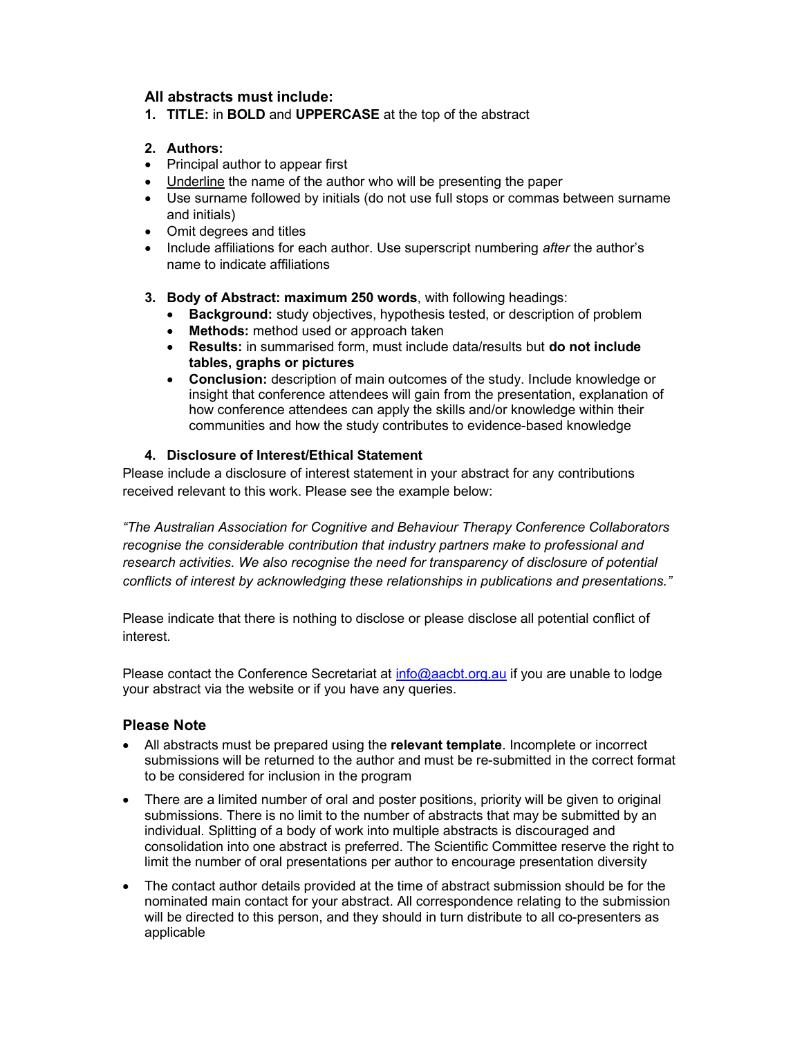### All abstracts must include:

1. **TITLE:** in **BOLD** and **UPPERCASE** at the top of the abstract

2. **Authors:**

- Principal author to appear first
- <u>Underline</u> the name of the author who will be presenting the paper
- Use surname followed by initials (do not use full stops or commas between surname and initials)
- Omit degrees and titles
- Include affiliations for each author. Use superscript numbering *after* the author's name to indicate affiliations

3. **Body of Abstract: maximum 250 words**, with following headings:
   - **Background:** study objectives, hypothesis tested, or description of problem
   - **Methods:** method used or approach taken
   - **Results:** in summarised form, must include data/results but **do not include tables, graphs or pictures**
   - **Conclusion:** description of main outcomes of the study. Include knowledge or insight that conference attendees will gain from the presentation, explanation of how conference attendees can apply the skills and/or knowledge within their communities and how the study contributes to evidence-based knowledge

4. **Disclosure of Interest/Ethical Statement**

Please include a disclosure of interest statement in your abstract for any contributions received relevant to this work. Please see the example below:

*"The Australian Association for Cognitive and Behaviour Therapy Conference Collaborators recognise the considerable contribution that industry partners make to professional and research activities. We also recognise the need for transparency of disclosure of potential conflicts of interest by acknowledging these relationships in publications and presentations."*

Please indicate that there is nothing to disclose or please disclose all potential conflict of interest.

Please contact the Conference Secretariat at info@aacbt.org.au if you are unable to lodge your abstract via the website or if you have any queries.

### Please Note

- All abstracts must be prepared using the **relevant template**. Incomplete or incorrect submissions will be returned to the author and must be re-submitted in the correct format to be considered for inclusion in the program
- There are a limited number of oral and poster positions, priority will be given to original submissions. There is no limit to the number of abstracts that may be submitted by an individual. Splitting of a body of work into multiple abstracts is discouraged and consolidation into one abstract is preferred. The Scientific Committee reserve the right to limit the number of oral presentations per author to encourage presentation diversity
- The contact author details provided at the time of abstract submission should be for the nominated main contact for your abstract. All correspondence relating to the submission will be directed to this person, and they should in turn distribute to all co-presenters as applicable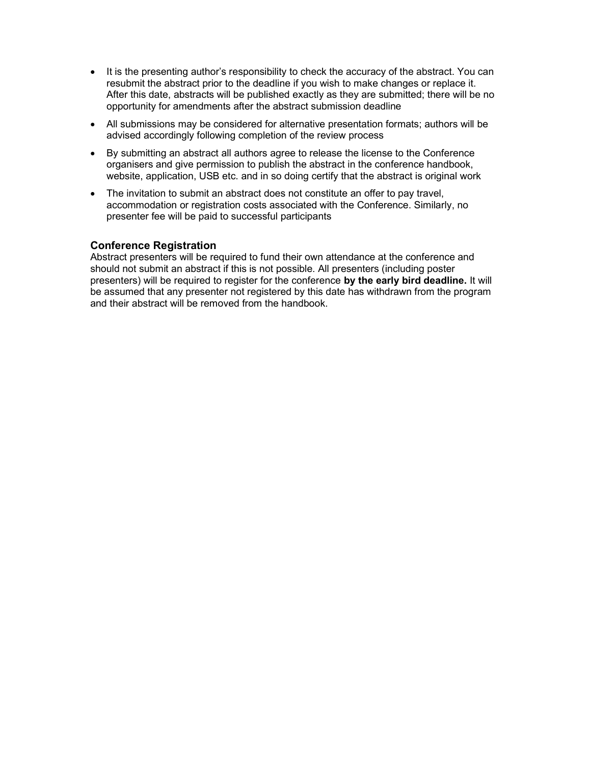- It is the presenting author's responsibility to check the accuracy of the abstract. You can resubmit the abstract prior to the deadline if you wish to make changes or replace it. After this date, abstracts will be published exactly as they are submitted; there will be no opportunity for amendments after the abstract submission deadline
- All submissions may be considered for alternative presentation formats; authors will be advised accordingly following completion of the review process
- By submitting an abstract all authors agree to release the license to the Conference organisers and give permission to publish the abstract in the conference handbook, website, application, USB etc. and in so doing certify that the abstract is original work
- The invitation to submit an abstract does not constitute an offer to pay travel, accommodation or registration costs associated with the Conference. Similarly, no presenter fee will be paid to successful participants

### Conference Registration

Abstract presenters will be required to fund their own attendance at the conference and should not submit an abstract if this is not possible. All presenters (including poster presenters) will be required to register for the conference **by the early bird deadline.** It will be assumed that any presenter not registered by this date has withdrawn from the program and their abstract will be removed from the handbook.